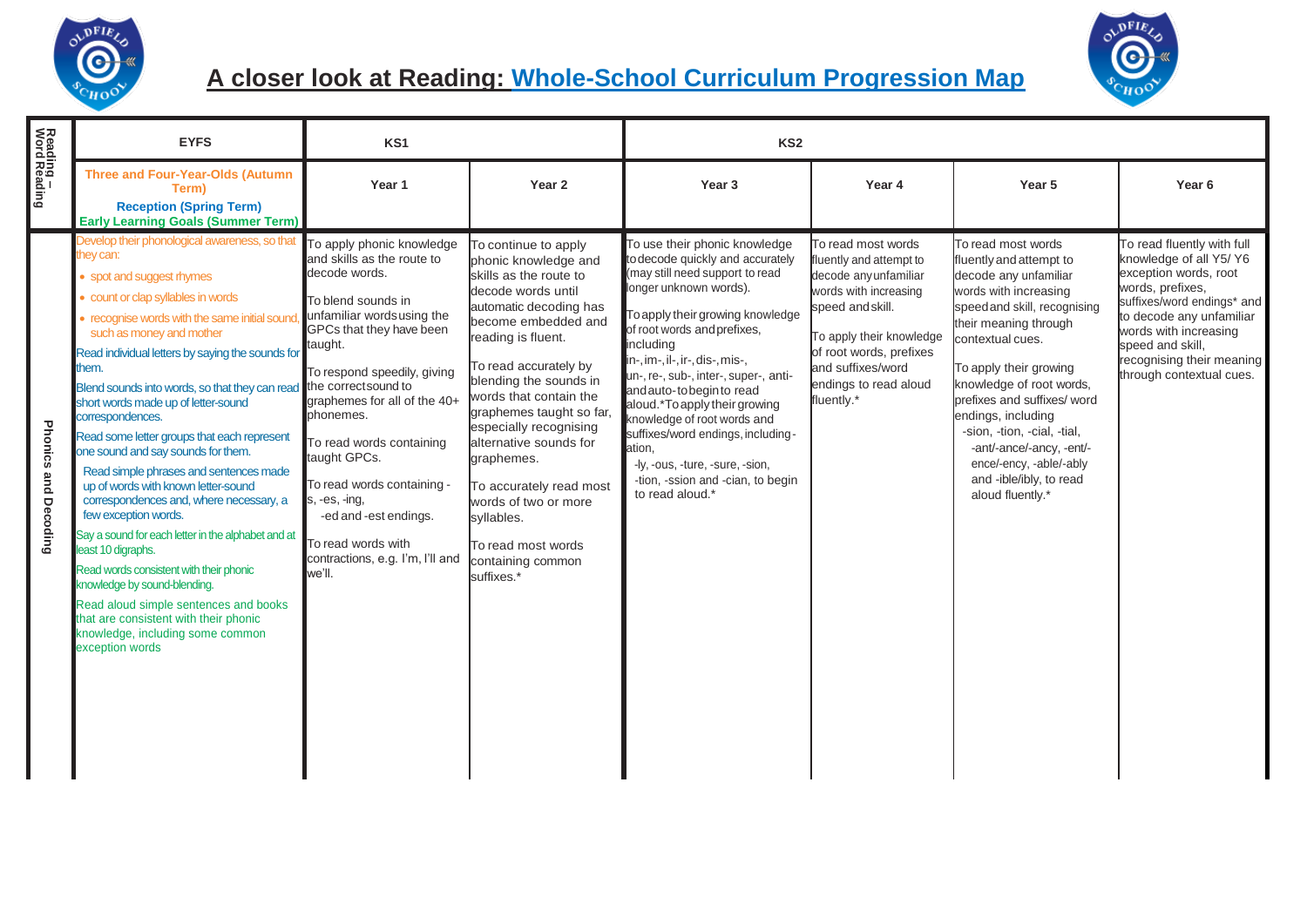# A closer look at Reading: Whole-School Curriculum Progression Map

| Reading – Word Reading | EYFS | KS1 | | KS2 | | | |
|---|---|---|---|---|---|---|---|
| | Three and Four-Year-Olds (Autumn Term) Reception (Spring Term) Early Learning Goals (Summer Term) | Year 1 | Year 2 | Year 3 | Year 4 | Year 5 | Year 6 |
| Phonics and Decoding | Develop their phonological awareness, so that they can: • spot and suggest rhymes • count or clap syllables in words • recognise words with the same initial sound, such as money and mother Read individual letters by saying the sounds for them. Blend sounds into words, so that they can read short words made up of letter-sound correspondences. Read some letter groups that each represent one sound and say sounds for them. Read simple phrases and sentences made up of words with known letter-sound correspondences and, where necessary, a few exception words. Say a sound for each letter in the alphabet and at least 10 digraphs. Read words consistent with their phonic knowledge by sound-blending. Read aloud simple sentences and books that are consistent with their phonic knowledge, including some common exception words | To apply phonic knowledge and skills as the route to decode words. To blend sounds in unfamiliar words using the GPCs that they have been taught. To respond speedily, giving the correct sound to graphemes for all of the 40+ phonemes. To read words containing taught GPCs. To read words containing -s, -es, -ing, -ed and -est endings. To read words with contractions, e.g. I'm, I'll and we'll. | To continue to apply phonic knowledge and skills as the route to decode words until automatic decoding has become embedded and reading is fluent. To read accurately by blending the sounds in words that contain the graphemes taught so far, especially recognising alternative sounds for graphemes. To accurately read most words of two or more syllables. To read most words containing common suffixes.* | To use their phonic knowledge to decode quickly and accurately (may still need support to read longer unknown words). To apply their growing knowledge of root words and prefixes, including in-, im-, il-, ir-, dis-, mis-, un-, re-, sub-, inter-, super-, anti- and auto- to begin to read aloud.* To apply their growing knowledge of root words and suffixes/word endings, including -ation, -ly, -ous, -ture, -sure, -sion, -tion, -ssion and -cian, to begin to read aloud.* | To read most words fluently and attempt to decode any unfamiliar words with increasing speed and skill. To apply their knowledge of root words, prefixes and suffixes/word endings to read aloud fluently.* | To read most words fluently and attempt to decode any unfamiliar words with increasing speed and skill, recognising their meaning through contextual cues. To apply their growing knowledge of root words, prefixes and suffixes/ word endings, including -sion, -tion, -cial, -tial, -ant/-ance/-ancy, -ent/-ence/-ency, -able/-ably and -ible/ibly, to read aloud fluently.* | To read fluently with full knowledge of all Y5/ Y6 exception words, root words, prefixes, suffixes/word endings* and to decode any unfamiliar words with increasing speed and skill, recognising their meaning through contextual cues. |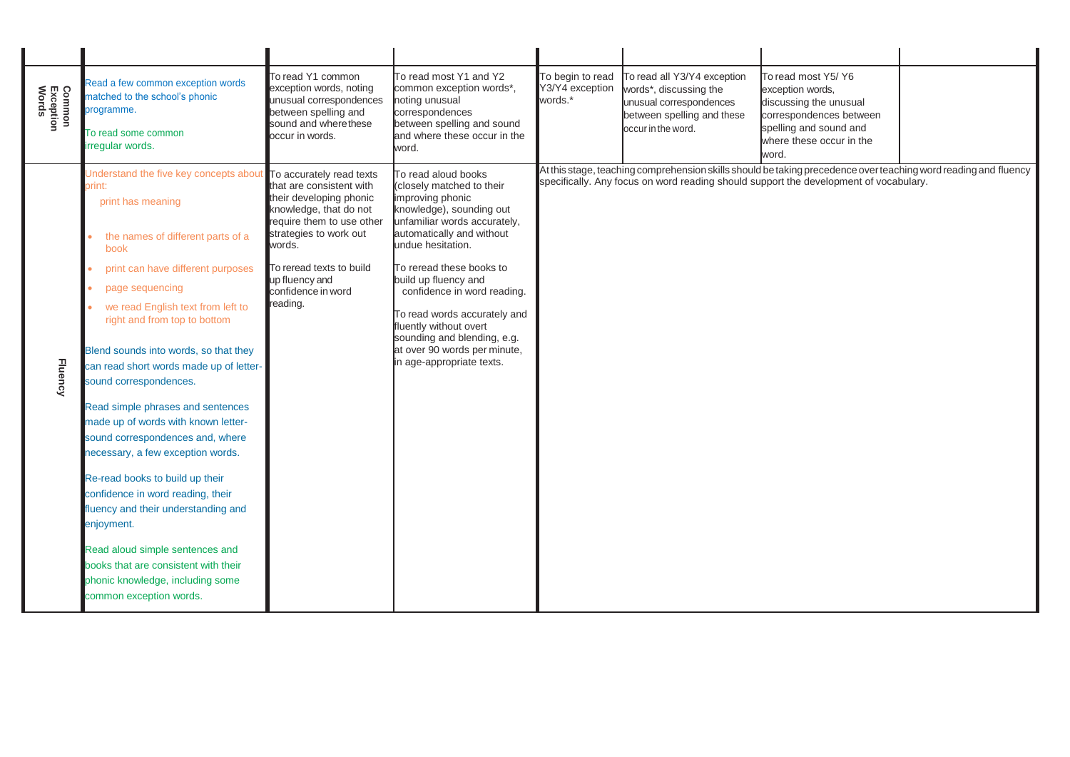| | | | | | | | |
|---|---|---|---|---|---|---|---|
| **Common Exception Words** | Read a few common exception words matched to the school's phonic programme.<br><br>To read some common irregular words. | To read Y1 common exception words, noting unusual correspondences between spelling and sound and where these occur in words. | To read most Y1 and Y2 common exception words*, noting unusual correspondences between spelling and sound and where these occur in the word. | To begin to read Y3/Y4 exception words.* | To read all Y3/Y4 exception words*, discussing the unusual correspondences between spelling and these occur in the word. | To read most Y5/ Y6 exception words, discussing the unusual correspondences between spelling and sound and where these occur in the word. | |
| **Fluency** | Understand the five key concepts about print:<br>print has meaning<br>• the names of different parts of a book<br>• print can have different purposes<br>• page sequencing<br>• we read English text from left to right and from top to bottom<br><br>Blend sounds into words, so that they can read short words made up of letter-sound correspondences.<br><br>Read simple phrases and sentences made up of words with known letter-sound correspondences and, where necessary, a few exception words.<br><br>Re-read books to build up their confidence in word reading, their fluency and their understanding and enjoyment.<br><br>Read aloud simple sentences and books that are consistent with their phonic knowledge, including some common exception words. | To accurately read texts that are consistent with their developing phonic knowledge, that do not require them to use other strategies to work out words.<br><br>To reread texts to build up fluency and confidence in word reading. | To read aloud books (closely matched to their improving phonic knowledge), sounding out unfamiliar words accurately, automatically and without undue hesitation.<br><br>To reread these books to build up fluency and confidence in word reading.<br><br>To read words accurately and fluently without overt sounding and blending, e.g. at over 90 words per minute, in age-appropriate texts. | At this stage, teaching comprehension skills should be taking precedence over teaching word reading and fluency specifically. Any focus on word reading should support the development of vocabulary. | | | |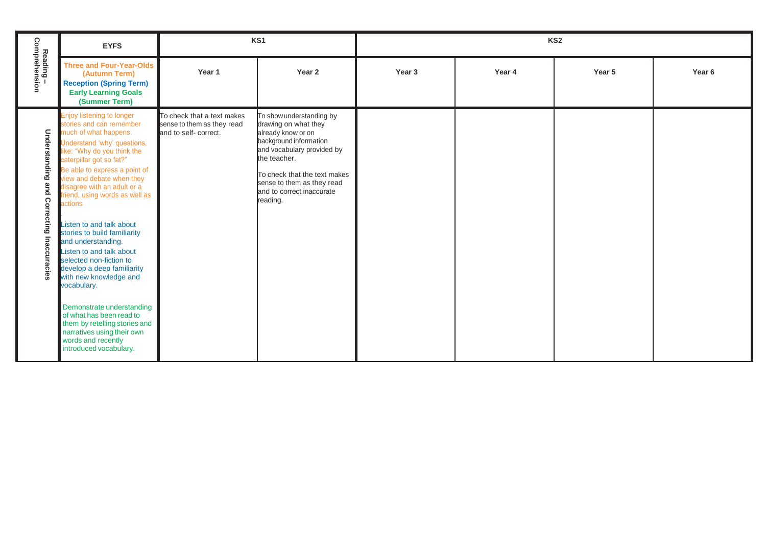| Reading – Comprehension | EYFS | KS1 | | KS2 | | | |
|---|---|---|---|---|---|---|---|
| | Three and Four-Year-Olds (Autumn Term)<br>Reception (Spring Term)<br>Early Learning Goals (Summer Term) | Year 1 | Year 2 | Year 3 | Year 4 | Year 5 | Year 6 |
| Understanding and Correcting Inaccuracies | Enjoy listening to longer stories and can remember much of what happens.<br>Understand 'why' questions, like: "Why do you think the caterpillar got so fat?"<br>Be able to express a point of view and debate when they disagree with an adult or a friend, using words as well as actions<br>.<br>Listen to and talk about stories to build familiarity and understanding.<br>Listen to and talk about selected non-fiction to develop a deep familiarity with new knowledge and vocabulary.<br>Demonstrate understanding of what has been read to them by retelling stories and narratives using their own words and recently introduced vocabulary. | To check that a text makes sense to them as they read and to self- correct. | To show understanding by drawing on what they already know or on background information and vocabulary provided by the teacher.<br>To check that the text makes sense to them as they read and to correct inaccurate reading. | | | | |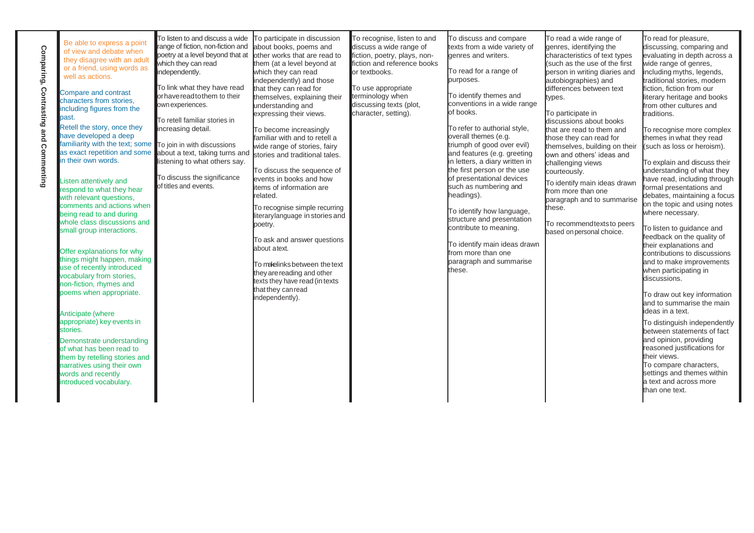| Comparing, Contrasting and Commenting | | | | | | | |
|---|---|---|---|---|---|---|---|
| Be able to express a point of view and debate when they disagree with an adult or a friend, using words as well as actions.<br><br>Compare and contrast characters from stories, including figures from the past.<br><br>Retell the story, once they have developed a deep familiarity with the text; some as exact repetition and some in their own words.<br><br>Listen attentively and respond to what they hear with relevant questions, comments and actions when being read to and during whole class discussions and small group interactions.<br><br>Offer explanations for why things might happen, making use of recently introduced vocabulary from stories, non-fiction, rhymes and poems when appropriate.<br><br>Anticipate (where appropriate) key events in stories.<br><br>Demonstrate understanding of what has been read to them by retelling stories and narratives using their own words and recently introduced vocabulary. | To listen to and discuss a wide range of fiction, non-fiction and poetry at a level beyond that at which they can read independently.<br><br>To link what they have read or have read to them to their own experiences.<br><br>To retell familiar stories in increasing detail.<br><br>To join in with discussions about a text, taking turns and listening to what others say.<br><br>To discuss the significance of titles and events. | To participate in discussion about books, poems and other works that are read to them (at a level beyond at which they can read independently) and those that they can read for themselves, explaining their understanding and expressing their views.<br><br>To become increasingly familiar with and to retell a wide range of stories, fairy stories and traditional tales.<br><br>To discuss the sequence of events in books and how items of information are related.<br><br>To recognise simple recurring literary language in stories and poetry.<br><br>To ask and answer questions about a text.<br><br>To make links between the text they are reading and other texts they have read (in texts that they can read independently). | To recognise, listen to and discuss a wide range of fiction, poetry, plays, non-fiction and reference books or textbooks.<br><br>To use appropriate terminology when discussing texts (plot, character, setting). | To discuss and compare texts from a wide variety of genres and writers.<br><br>To read for a range of purposes.<br><br>To identify themes and conventions in a wide range of books.<br><br>To refer to authorial style, overall themes (e.g. triumph of good over evil) and features (e.g. greeting in letters, a diary written in the first person or the use of presentational devices such as numbering and headings).<br><br>To identify how language, structure and presentation contribute to meaning.<br><br>To identify main ideas drawn from more than one paragraph and summarise these. | To read a wide range of genres, identifying the characteristics of text types (such as the use of the first person in writing diaries and autobiographies) and differences between text types.<br><br>To participate in discussions about books that are read to them and those they can read for themselves, building on their own and others' ideas and challenging views courteously.<br><br>To identify main ideas drawn from more than one paragraph and to summarise these.<br><br>To recommend texts to peers based on personal choice. | To read for pleasure, discussing, comparing and evaluating in depth across a wide range of genres, including myths, legends, traditional stories, modern fiction, fiction from our literary heritage and books from other cultures and traditions.<br><br>To recognise more complex themes in what they read (such as loss or heroism).<br><br>To explain and discuss their understanding of what they have read, including through formal presentations and debates, maintaining a focus on the topic and using notes where necessary.<br><br>To listen to guidance and feedback on the quality of their explanations and contributions to discussions and to make improvements when participating in discussions.<br><br>To draw out key information and to summarise the main ideas in a text.<br><br>To distinguish independently between statements of fact and opinion, providing reasoned justifications for their views.<br><br>To compare characters, settings and themes within a text and across more than one text. |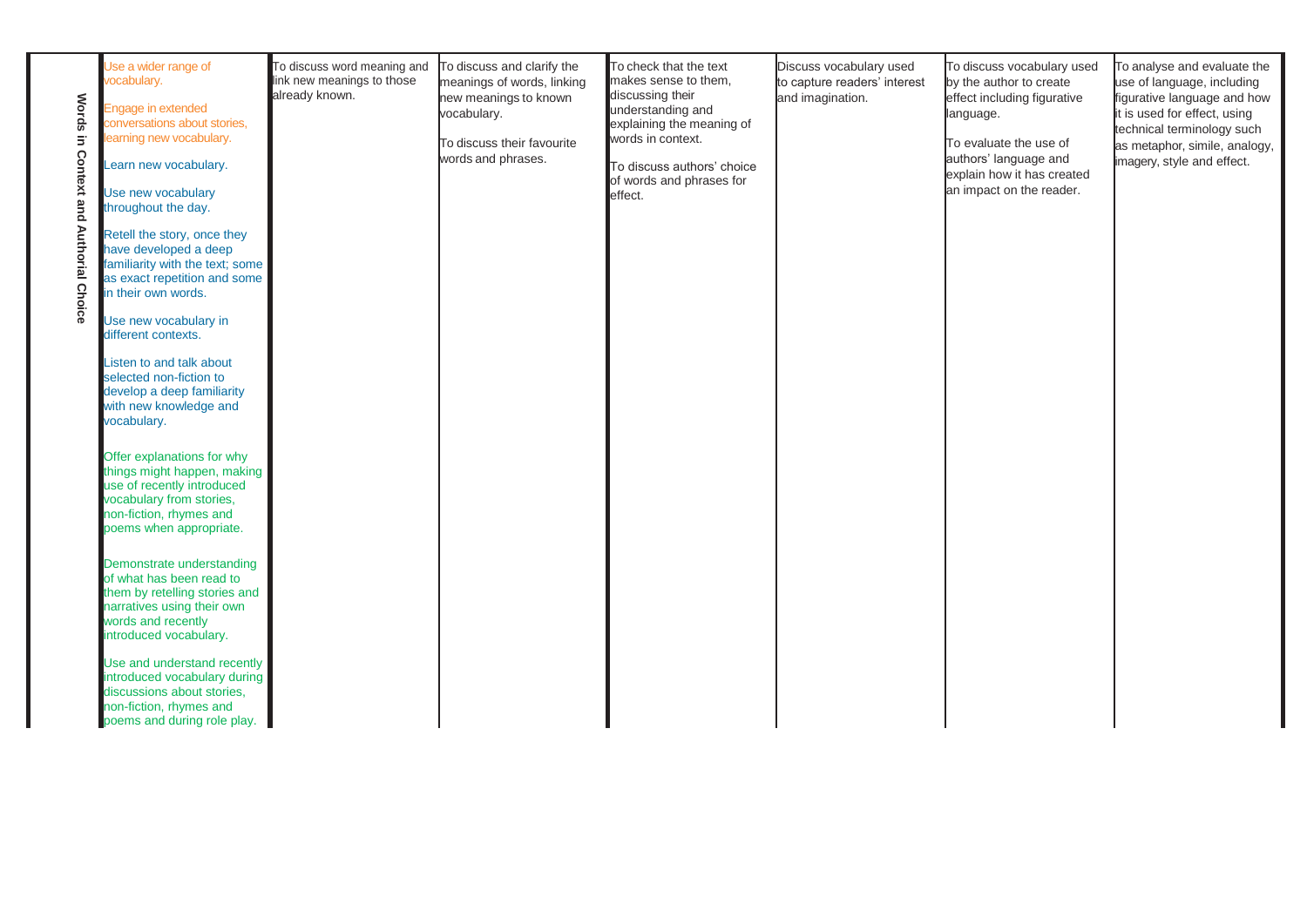| | | | | | | | |
|---|---|---|---|---|---|---|---|
| **Words in Context and Authorial Choice** | Use a wider range of vocabulary.<br><br>Engage in extended conversations about stories, learning new vocabulary.<br><br>Learn new vocabulary.<br><br>Use new vocabulary throughout the day.<br><br>Retell the story, once they have developed a deep familiarity with the text; some as exact repetition and some in their own words.<br><br>Use new vocabulary in different contexts.<br><br>Listen to and talk about selected non-fiction to develop a deep familiarity with new knowledge and vocabulary.<br><br>Offer explanations for why things might happen, making use of recently introduced vocabulary from stories, non-fiction, rhymes and poems when appropriate.<br><br>Demonstrate understanding of what has been read to them by retelling stories and narratives using their own words and recently introduced vocabulary.<br><br>Use and understand recently introduced vocabulary during discussions about stories, non-fiction, rhymes and poems and during role play. | To discuss word meaning and link new meanings to those already known. | To discuss and clarify the meanings of words, linking new meanings to known vocabulary.<br><br>To discuss their favourite words and phrases. | To check that the text makes sense to them, discussing their understanding and explaining the meaning of words in context.<br><br>To discuss authors' choice of words and phrases for effect. | Discuss vocabulary used to capture readers' interest and imagination. | To discuss vocabulary used by the author to create effect including figurative language.<br><br>To evaluate the use of authors' language and explain how it has created an impact on the reader. | To analyse and evaluate the use of language, including figurative language and how it is used for effect, using technical terminology such as metaphor, simile, analogy, imagery, style and effect. |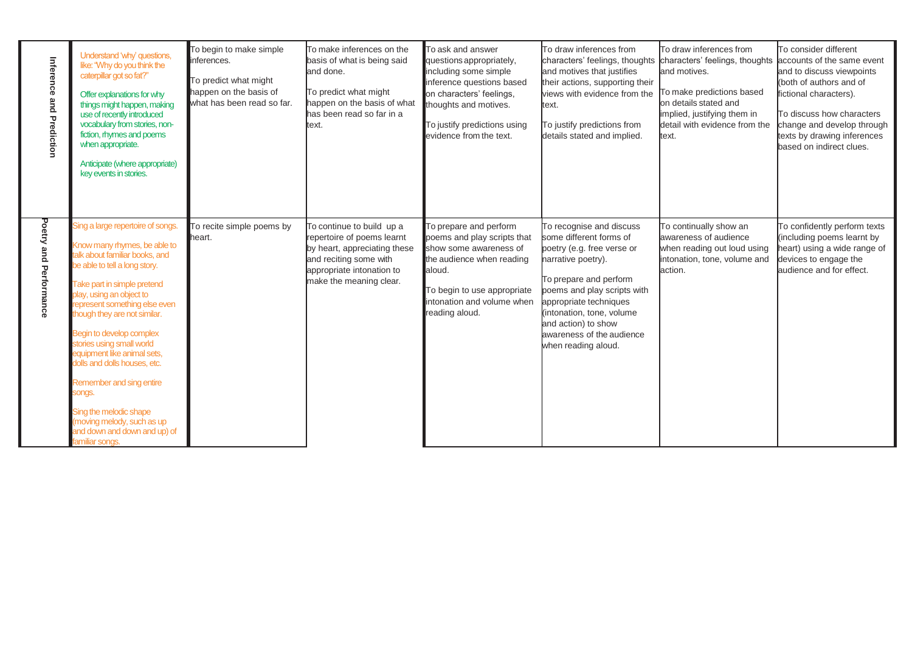| | | | | | | | |
|---|---|---|---|---|---|---|---|
| **Inference and Prediction** | Understand 'why' questions, like: "Why do you think the caterpillar got so fat?"<br><br>Offer explanations for why things might happen, making use of recently introduced vocabulary from stories, non-fiction, rhymes and poems when appropriate.<br><br>Anticipate (where appropriate) key events in stories. | To begin to make simple inferences.<br><br>To predict what might happen on the basis of what has been read so far. | To make inferences on the basis of what is being said and done.<br><br>To predict what might happen on the basis of what has been read so far in a text. | To ask and answer questions appropriately, including some simple inference questions based on characters' feelings, thoughts and motives.<br><br>To justify predictions using evidence from the text. | To draw inferences from characters' feelings, thoughts and motives that justifies their actions, supporting their views with evidence from the text.<br><br>To justify predictions from details stated and implied. | To draw inferences from characters' feelings, thoughts and motives.<br><br>To make predictions based on details stated and implied, justifying them in detail with evidence from the text. | To consider different accounts of the same event and to discuss viewpoints (both of authors and of fictional characters).<br><br>To discuss how characters change and develop through texts by drawing inferences based on indirect clues. |
| **Poetry and Performance** | Sing a large repertoire of songs.<br><br>Know many rhymes, be able to talk about familiar books, and be able to tell a long story.<br><br>Take part in simple pretend play, using an object to represent something else even though they are not similar.<br><br>Begin to develop complex stories using small world equipment like animal sets, dolls and dolls houses, etc.<br><br>Remember and sing entire songs.<br><br>Sing the melodic shape (moving melody, such as up and down and down and up) of familiar songs. | To recite simple poems by heart. | To continue to build up a repertoire of poems learnt by heart, appreciating these and reciting some with appropriate intonation to make the meaning clear. | To prepare and perform poems and play scripts that show some awareness of the audience when reading aloud.<br><br>To begin to use appropriate intonation and volume when reading aloud. | To recognise and discuss some different forms of poetry (e.g. free verse or narrative poetry).<br><br>To prepare and perform poems and play scripts with appropriate techniques (intonation, tone, volume and action) to show awareness of the audience when reading aloud. | To continually show an awareness of audience when reading out loud using intonation, tone, volume and action. | To confidently perform texts (including poems learnt by heart) using a wide range of devices to engage the audience and for effect. |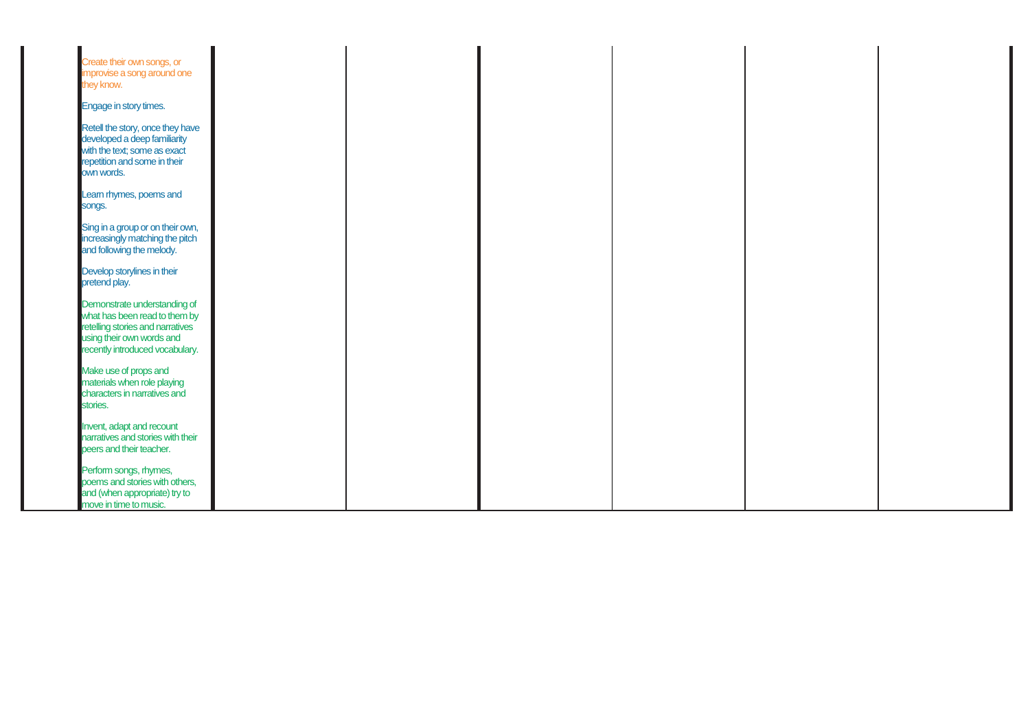| | | | | | | | |
|---|---|---|---|---|---|---|---|
| | Create their own songs, or improvise a song around one they know.<br><br>Engage in story times.<br><br>Retell the story, once they have developed a deep familiarity with the text; some as exact repetition and some in their own words.<br><br>Learn rhymes, poems and songs.<br><br>Sing in a group or on their own, increasingly matching the pitch and following the melody.<br><br>Develop storylines in their pretend play.<br><br>Demonstrate understanding of what has been read to them by retelling stories and narratives using their own words and recently introduced vocabulary.<br><br>Make use of props and materials when role playing characters in narratives and stories.<br><br>Invent, adapt and recount narratives and stories with their peers and their teacher.<br><br>Perform songs, rhymes, poems and stories with others, and (when appropriate) try to move in time to music. | | | | | | |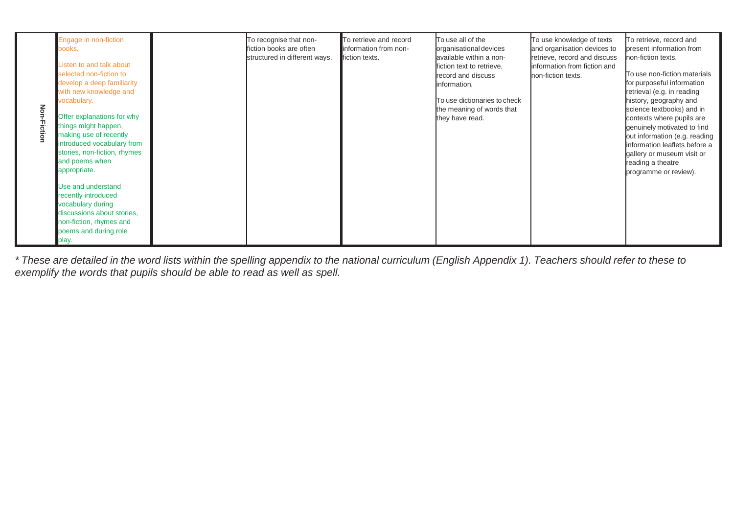| | | | | | | | |
|---|---|---|---|---|---|---|---|
| Non-Fiction | Engage in non-fiction books.<br><br>Listen to and talk about selected non-fiction to develop a deep familiarity with new knowledge and vocabulary.<br><br>Offer explanations for why things might happen, making use of recently introduced vocabulary from stories, non-fiction, rhymes and poems when appropriate.<br><br>Use and understand recently introduced vocabulary during discussions about stories, non-fiction, rhymes and poems and during role play. | | To recognise that non-fiction books are often structured in different ways. | To retrieve and record information from non-fiction texts. | To use all of the organisational devices available within a non-fiction text to retrieve, record and discuss information.<br><br>To use dictionaries to check the meaning of words that they have read. | To use knowledge of texts and organisation devices to retrieve, record and discuss information from fiction and non-fiction texts. | To retrieve, record and present information from non-fiction texts.<br><br>To use non-fiction materials for purposeful information retrieval (e.g. in reading history, geography and science textbooks) and in contexts where pupils are genuinely motivated to find out information (e.g. reading information leaflets before a gallery or museum visit or reading a theatre programme or review). |

*\* These are detailed in the word lists within the spelling appendix to the national curriculum (English Appendix 1). Teachers should refer to these to exemplify the words that pupils should be able to read as well as spell.*